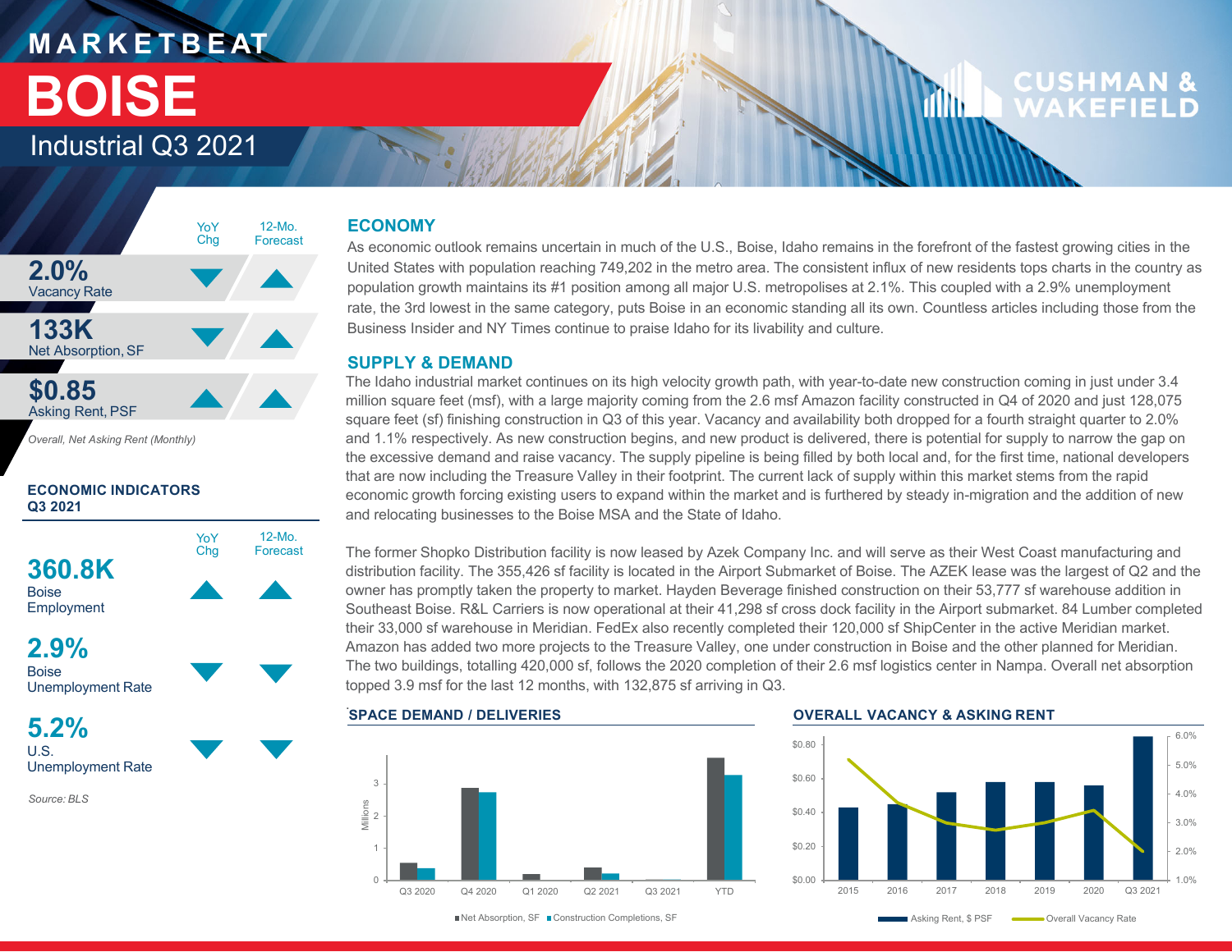# MARKETBEAT

# BOISE

## Industrial Q3 2021

CUSHMAN & WAKEFIELD

| | YoY Chg | 12-Mo. Forecast |
|---|---|---|
| **2.0%** Vacancy Rate | ▼ | ▲ |
| **133K** Net Absorption, SF | ▼ | ▲ |
| **$0.85** Asking Rent, PSF | ▲ | ▲ |

*Overall, Net Asking Rent (Monthly)*

### ECONOMIC INDICATORS Q3 2021

| | YoY Chg | 12-Mo. Forecast |
|---|---|---|
| **360.8K** Boise Employment | ▲ | ▲ |
| **2.9%** Boise Unemployment Rate | ▼ | ▼ |
| **5.2%** U.S. Unemployment Rate | ▼ | ▼ |

*Source: BLS*

## ECONOMY

As economic outlook remains uncertain in much of the U.S., Boise, Idaho remains in the forefront of the fastest growing cities in the United States with population reaching 749,202 in the metro area. The consistent influx of new residents tops charts in the country as population growth maintains its #1 position among all major U.S. metropolises at 2.1%. This coupled with a 2.9% unemployment rate, the 3rd lowest in the same category, puts Boise in an economic standing all its own. Countless articles including those from the Business Insider and NY Times continue to praise Idaho for its livability and culture.

## SUPPLY & DEMAND

The Idaho industrial market continues on its high velocity growth path, with year-to-date new construction coming in just under 3.4 million square feet (msf), with a large majority coming from the 2.6 msf Amazon facility constructed in Q4 of 2020 and just 128,075 square feet (sf) finishing construction in Q3 of this year. Vacancy and availability both dropped for a fourth straight quarter to 2.0% and 1.1% respectively. As new construction begins, and new product is delivered, there is potential for supply to narrow the gap on the excessive demand and raise vacancy. The supply pipeline is being filled by both local and, for the first time, national developers that are now including the Treasure Valley in their footprint. The current lack of supply within this market stems from the rapid economic growth forcing existing users to expand within the market and is furthered by steady in-migration and the addition of new and relocating businesses to the Boise MSA and the State of Idaho.

The former Shopko Distribution facility is now leased by Azek Company Inc. and will serve as their West Coast manufacturing and distribution facility. The 355,426 sf facility is located in the Airport Submarket of Boise. The AZEK lease was the largest of Q2 and the owner has promptly taken the property to market. Hayden Beverage finished construction on their 53,777 sf warehouse addition in Southeast Boise. R&L Carriers is now operational at their 41,298 sf cross dock facility in the Airport submarket. 84 Lumber completed their 33,000 sf warehouse in Meridian. FedEx also recently completed their 120,000 sf ShipCenter in the active Meridian market. Amazon has added two more projects to the Treasure Valley, one under construction in Boise and the other planned for Meridian. The two buildings, totalling 420,000 sf, follows the 2020 completion of their 2.6 msf logistics center in Nampa. Overall net absorption topped 3.9 msf for the last 12 months, with 132,875 sf arriving in Q3.

### SPACE DEMAND / DELIVERIES

Millions (0–3); categories: Q3 2020, Q4 2020, Q1 2020, Q2 2021, Q3 2021, YTD

■ Net Absorption, SF ■ Construction Completions, SF

### OVERALL VACANCY & ASKING RENT

Years: 2015, 2016, 2017, 2018, 2019, 2020, Q3 2021

■ Asking Rent, $ PSF — Overall Vacancy Rate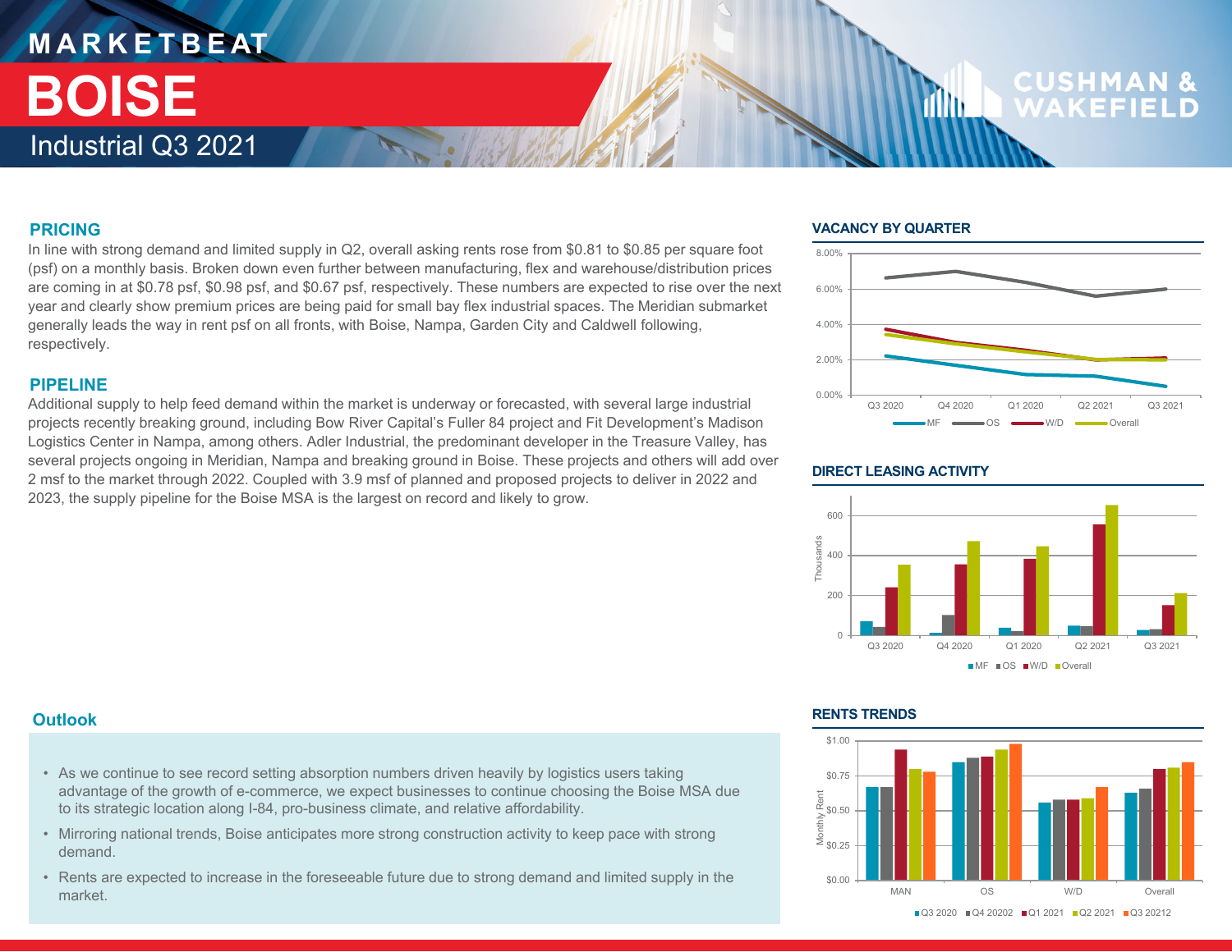# MARKETBEAT

# BOISE

## Industrial Q3 2021

### PRICING

In line with strong demand and limited supply in Q2, overall asking rents rose from $0.81 to $0.85 per square foot (psf) on a monthly basis. Broken down even further between manufacturing, flex and warehouse/distribution prices are coming in at $0.78 psf, $0.98 psf, and $0.67 psf, respectively. These numbers are expected to rise over the next year and clearly show premium prices are being paid for small bay flex industrial spaces. The Meridian submarket generally leads the way in rent psf on all fronts, with Boise, Nampa, Garden City and Caldwell following, respectively.

### PIPELINE

Additional supply to help feed demand within the market is underway or forecasted, with several large industrial projects recently breaking ground, including Bow River Capital's Fuller 84 project and Fit Development's Madison Logistics Center in Nampa, among others. Adler Industrial, the predominant developer in the Treasure Valley, has several projects ongoing in Meridian, Nampa and breaking ground in Boise. These projects and others will add over 2 msf to the market through 2022. Coupled with 3.9 msf of planned and proposed projects to deliver in 2022 and 2023, the supply pipeline for the Boise MSA is the largest on record and likely to grow.

### VACANCY BY QUARTER

### DIRECT LEASING ACTIVITY

### Outlook

- As we continue to see record setting absorption numbers driven heavily by logistics users taking advantage of the growth of e-commerce, we expect businesses to continue choosing the Boise MSA due to its strategic location along I-84, pro-business climate, and relative affordability.
- Mirroring national trends, Boise anticipates more strong construction activity to keep pace with strong demand.
- Rents are expected to increase in the foreseeable future due to strong demand and limited supply in the market.

### RENTS TRENDS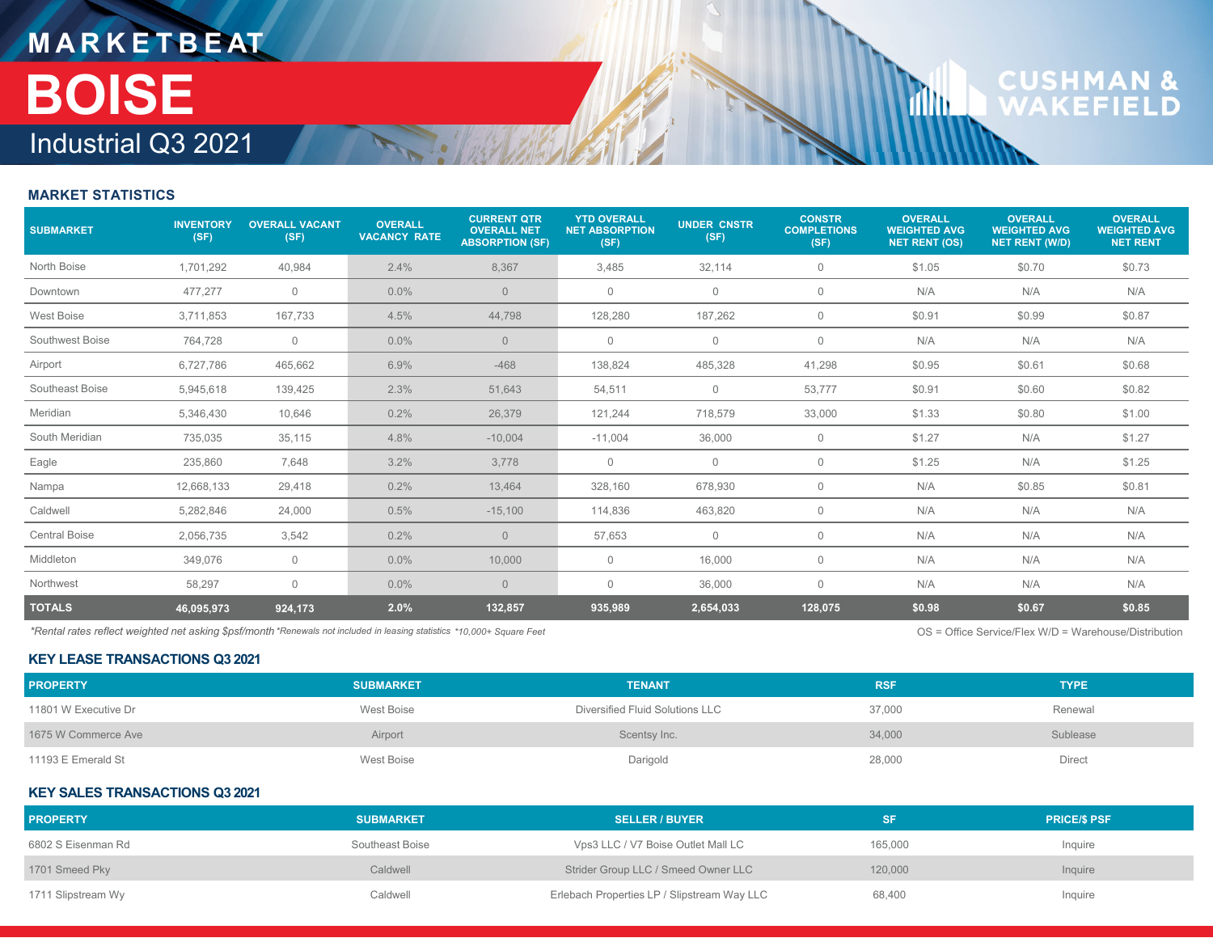# MARKETBEAT

# BOISE

## Industrial Q3 2021

### MARKET STATISTICS

| SUBMARKET | INVENTORY (SF) | OVERALL VACANT (SF) | OVERALL VACANCY RATE | CURRENT QTR OVERALL NET ABSORPTION (SF) | YTD OVERALL NET ABSORPTION (SF) | UNDER CNSTR (SF) | CONSTR COMPLETIONS (SF) | OVERALL WEIGHTED AVG NET RENT (OS) | OVERALL WEIGHTED AVG NET RENT (W/D) | OVERALL WEIGHTED AVG NET RENT |
|---|---|---|---|---|---|---|---|---|---|---|
| North Boise | 1,701,292 | 40,984 | 2.4% | 8,367 | 3,485 | 32,114 | 0 | $1.05 | $0.70 | $0.73 |
| Downtown | 477,277 | 0 | 0.0% | 0 | 0 | 0 | 0 | N/A | N/A | N/A |
| West Boise | 3,711,853 | 167,733 | 4.5% | 44,798 | 128,280 | 187,262 | 0 | $0.91 | $0.99 | $0.87 |
| Southwest Boise | 764,728 | 0 | 0.0% | 0 | 0 | 0 | 0 | N/A | N/A | N/A |
| Airport | 6,727,786 | 465,662 | 6.9% | -468 | 138,824 | 485,328 | 41,298 | $0.95 | $0.61 | $0.68 |
| Southeast Boise | 5,945,618 | 139,425 | 2.3% | 51,643 | 54,511 | 0 | 53,777 | $0.91 | $0.60 | $0.82 |
| Meridian | 5,346,430 | 10,646 | 0.2% | 26,379 | 121,244 | 718,579 | 33,000 | $1.33 | $0.80 | $1.00 |
| South Meridian | 735,035 | 35,115 | 4.8% | -10,004 | -11,004 | 36,000 | 0 | $1.27 | N/A | $1.27 |
| Eagle | 235,860 | 7,648 | 3.2% | 3,778 | 0 | 0 | 0 | $1.25 | N/A | $1.25 |
| Nampa | 12,668,133 | 29,418 | 0.2% | 13,464 | 328,160 | 678,930 | 0 | N/A | $0.85 | $0.81 |
| Caldwell | 5,282,846 | 24,000 | 0.5% | -15,100 | 114,836 | 463,820 | 0 | N/A | N/A | N/A |
| Central Boise | 2,056,735 | 3,542 | 0.2% | 0 | 57,653 | 0 | 0 | N/A | N/A | N/A |
| Middleton | 349,076 | 0 | 0.0% | 10,000 | 0 | 16,000 | 0 | N/A | N/A | N/A |
| Northwest | 58,297 | 0 | 0.0% | 0 | 0 | 36,000 | 0 | N/A | N/A | N/A |
| **TOTALS** | **46,095,973** | **924,173** | **2.0%** | **132,857** | **935,989** | **2,654,033** | **128,075** | **$0.98** | **$0.67** | **$0.85** |

*\*Rental rates reflect weighted net asking $psf/month \*Renewals not included in leasing statistics \*10,000+ Square Feet*

OS = Office Service/Flex W/D = Warehouse/Distribution

### KEY LEASE TRANSACTIONS Q3 2021

| PROPERTY | SUBMARKET | TENANT | RSF | TYPE |
|---|---|---|---|---|
| 11801 W Executive Dr | West Boise | Diversified Fluid Solutions LLC | 37,000 | Renewal |
| 1675 W Commerce Ave | Airport | Scentsy Inc. | 34,000 | Sublease |
| 11193 E Emerald St | West Boise | Darigold | 28,000 | Direct |

### KEY SALES TRANSACTIONS Q3 2021

| PROPERTY | SUBMARKET | SELLER / BUYER | SF | PRICE/$ PSF |
|---|---|---|---|---|
| 6802 S Eisenman Rd | Southeast Boise | Vps3 LLC / V7 Boise Outlet Mall LC | 165,000 | Inquire |
| 1701 Smeed Pky | Caldwell | Strider Group LLC / Smeed Owner LLC | 120,000 | Inquire |
| 1711 Slipstream Wy | Caldwell | Erlebach Properties LP / Slipstream Way LLC | 68,400 | Inquire |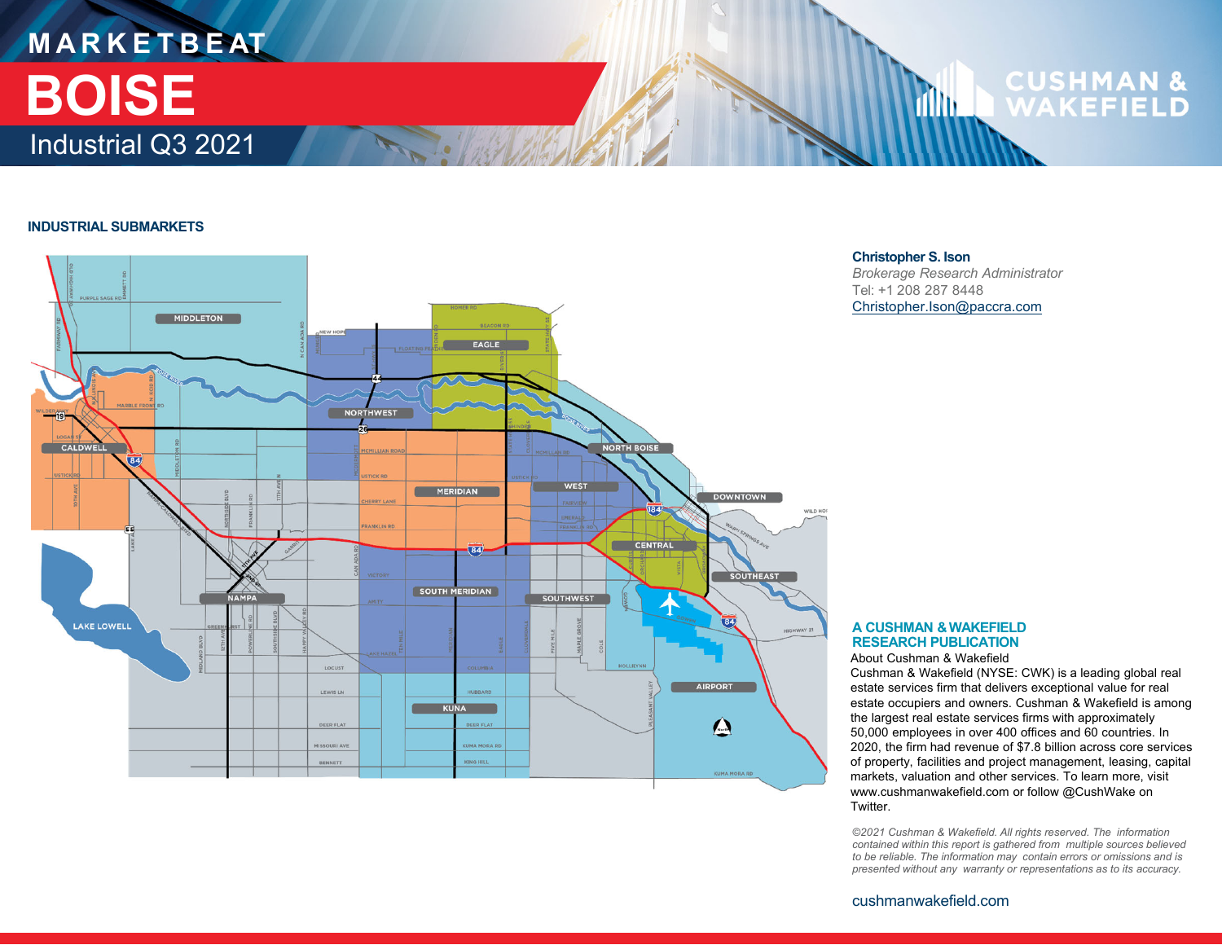# MARKETBEAT

# BOISE

## Industrial Q3 2021

### INDUSTRIAL SUBMARKETS

MIDDLETON
EAGLE
NORTHWEST
CALDWELL
NORTH BOISE
MERIDIAN
WEST
DOWNTOWN
CENTRAL
SOUTHEAST
NAMPA
SOUTH MERIDIAN
SOUTHWEST
LAKE LOWELL
AIRPORT
KUNA

**Christopher S. Ison**
*Brokerage Research Administrator*
Tel: +1 208 287 8448
Christopher.Ison@paccra.com

**A CUSHMAN & WAKEFIELD RESEARCH PUBLICATION**

About Cushman & Wakefield
Cushman & Wakefield (NYSE: CWK) is a leading global real estate services firm that delivers exceptional value for real estate occupiers and owners. Cushman & Wakefield is among the largest real estate services firms with approximately 50,000 employees in over 400 offices and 60 countries. In 2020, the firm had revenue of $7.8 billion across core services of property, facilities and project management, leasing, capital markets, valuation and other services. To learn more, visit www.cushmanwakefield.com or follow @CushWake on Twitter.

*©2021 Cushman & Wakefield. All rights reserved. The information contained within this report is gathered from multiple sources believed to be reliable. The information may contain errors or omissions and is presented without any warranty or representations as to its accuracy.*

cushmanwakefield.com